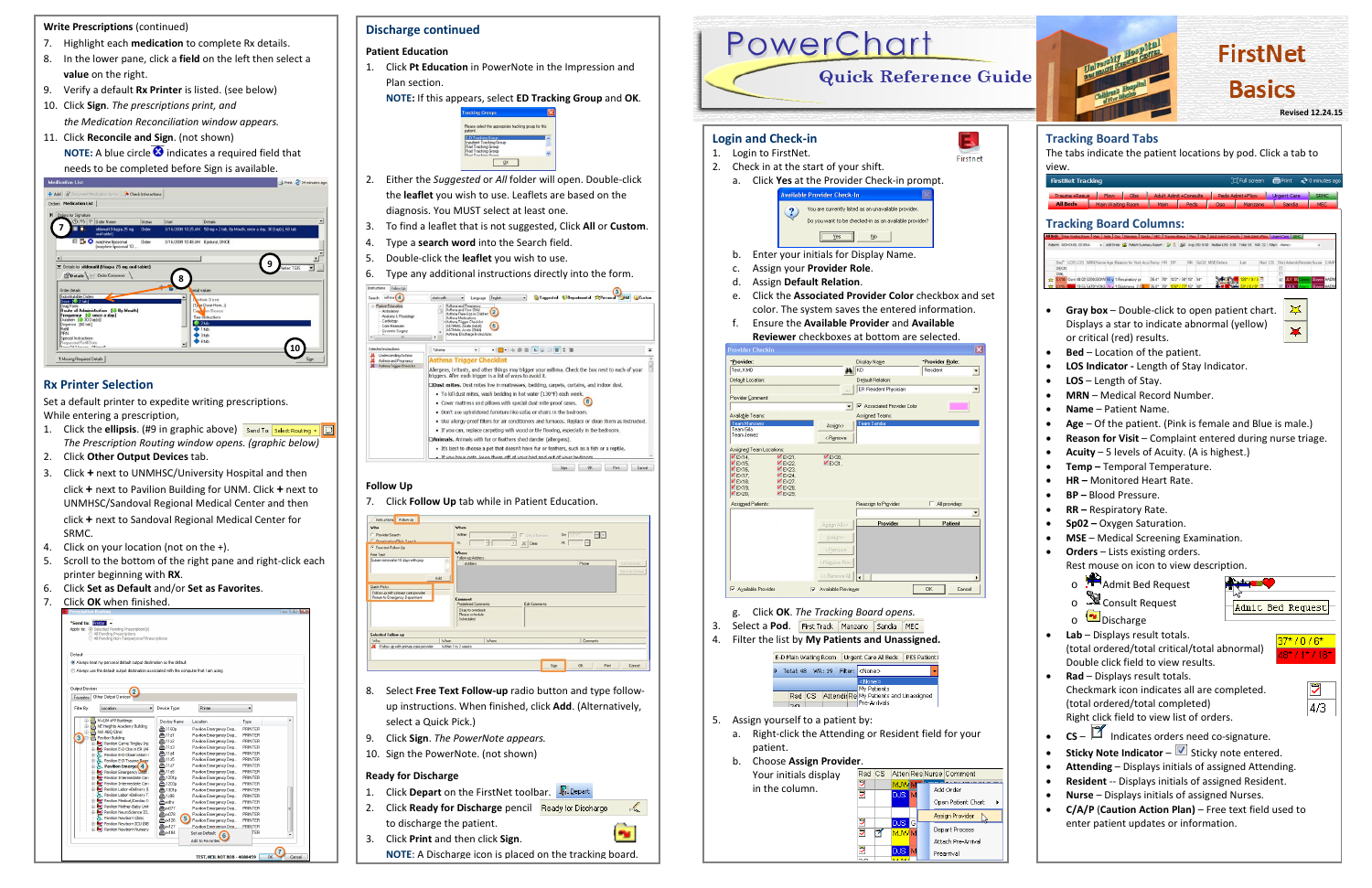# PowerChart Quick Reference Guide

# FirstNet Basics

Revised 12.24.15

## Write Prescriptions (continued)

7. Highlight each **medication** to complete Rx details.
8. In the lower pane, click a **field** on the left then select a **value** on the right.
9. Verify a default **Rx Printer** is listed. (see below)
10. Click **Sign**. *The prescriptions print, and the Medication Reconciliation window appears.*
11. Click **Reconcile and Sign**. (not shown)

**NOTE:** A blue circle indicates a required field that needs to be completed before Sign is available.

## Rx Printer Selection

Set a default printer to expedite writing prescriptions. While entering a prescription,

1. Click the **ellipsis**. (#9 in graphic above) *The Prescription Routing window opens. (graphic below)*
2. Click **Other Output Devices** tab.
3. Click **+** next to UNMHSC/University Hospital and then click **+** next to Pavilion Building for UNM. Click **+** next to UNMHSC/Sandoval Regional Medical Center and then click **+** next to Sandoval Regional Medical Center for SRMC.
4. Click on your location (not on the +).
5. Scroll to the bottom of the right pane and right-click each printer beginning with **RX**.
6. Click **Set as Default** and/or **Set as Favorites**.
7. Click **OK** when finished.

## Discharge continued

### Patient Education

1. Click **Pt Education** in PowerNote in the Impression and Plan section.
   **NOTE:** If this appears, select **ED Tracking Group** and **OK**.
2. Either the *Suggested* or *All* folder will open. Double-click the **leaflet** you wish to use. Leaflets are based on the diagnosis. You MUST select at least one.
3. To find a leaflet that is not suggested, Click **All** or **Custom**.
4. Type a **search word** into the Search field.
5. Double-click the **leaflet** you wish to use.
6. Type any additional instructions directly into the form.

### Follow Up

7. Click **Follow Up** tab while in Patient Education.
8. Select **Free Text Follow-up** radio button and type follow-up instructions. When finished, click **Add**. (Alternatively, select a Quick Pick.)
9. Click **Sign**. *The PowerNote appears.*
10. Sign the PowerNote. (not shown)

### Ready for Discharge

1. Click **Depart** on the FirstNet toolbar.
2. Click **Ready for Discharge** pencil to discharge the patient.
3. Click **Print** and then click **Sign**.

**NOTE:** A Discharge icon is placed on the tracking board.

## Login and Check-in

1. Login to FirstNet.
2. Check in at the start of your shift.
   a. Click **Yes** at the Provider Check-in prompt.
   b. Enter your initials for Display Name.
   c. Assign your **Provider Role**.
   d. Assign **Default Relation**.
   e. Click the **Associated Provider Color** checkbox and set color. The system saves the entered information.
   f. Ensure the **Available Provider** and **Available Reviewer** checkboxes at bottom are selected.
   g. Click **OK**. *The Tracking Board opens.*
3. Select a **Pod**.
4. Filter the list by **My Patients and Unassigned**.
5. Assign yourself to a patient by:
   a. Right-click the Attending or Resident field for your patient.
   b. Choose **Assign Provider**. Your initials display in the column.

## Tracking Board Tabs

The tabs indicate the patient locations by pod. Click a tab to view.

## Tracking Board Columns:

- **Gray box** – Double-click to open patient chart. Displays a star to indicate abnormal (yellow) or critical (red) results.
- **Bed** – Location of the patient.
- **LOS Indicator** - Length of Stay Indicator.
- **LOS** – Length of Stay.
- **MRN** – Medical Record Number.
- **Name** – Patient Name.
- **Age** – Of the patient. (Pink is female and Blue is male.)
- **Reason for Visit** – Complaint entered during nurse triage.
- **Acuity** – 5 levels of Acuity. (A is highest.)
- **Temp** – Temporal Temperature.
- **HR** – Monitored Heart Rate.
- **BP** – Blood Pressure.
- **RR** – Respiratory Rate.
- **Sp02** – Oxygen Saturation.
- **MSE** – Medical Screening Examination.
- **Orders** – Lists existing orders. Rest mouse on icon to view description.
  - o Admit Bed Request
  - o Consult Request
  - o Discharge
- **Lab** – Displays result totals. (total ordered/total critical/total abnormal) Double click field to view results.
- **Rad** – Displays result totals. Checkmark icon indicates all are completed. (total ordered/total completed) Right click field to view list of orders.
- **CS** – Indicates orders need co-signature.
- **Sticky Note Indicator** – Sticky note entered.
- **Attending** – Displays initials of assigned Attending.
- **Resident** -- Displays initials of assigned Resident.
- **Nurse** – Displays initials of assigned Nurses.
- **C/A/P (Caution Action Plan)** – Free text field used to enter patient updates or information.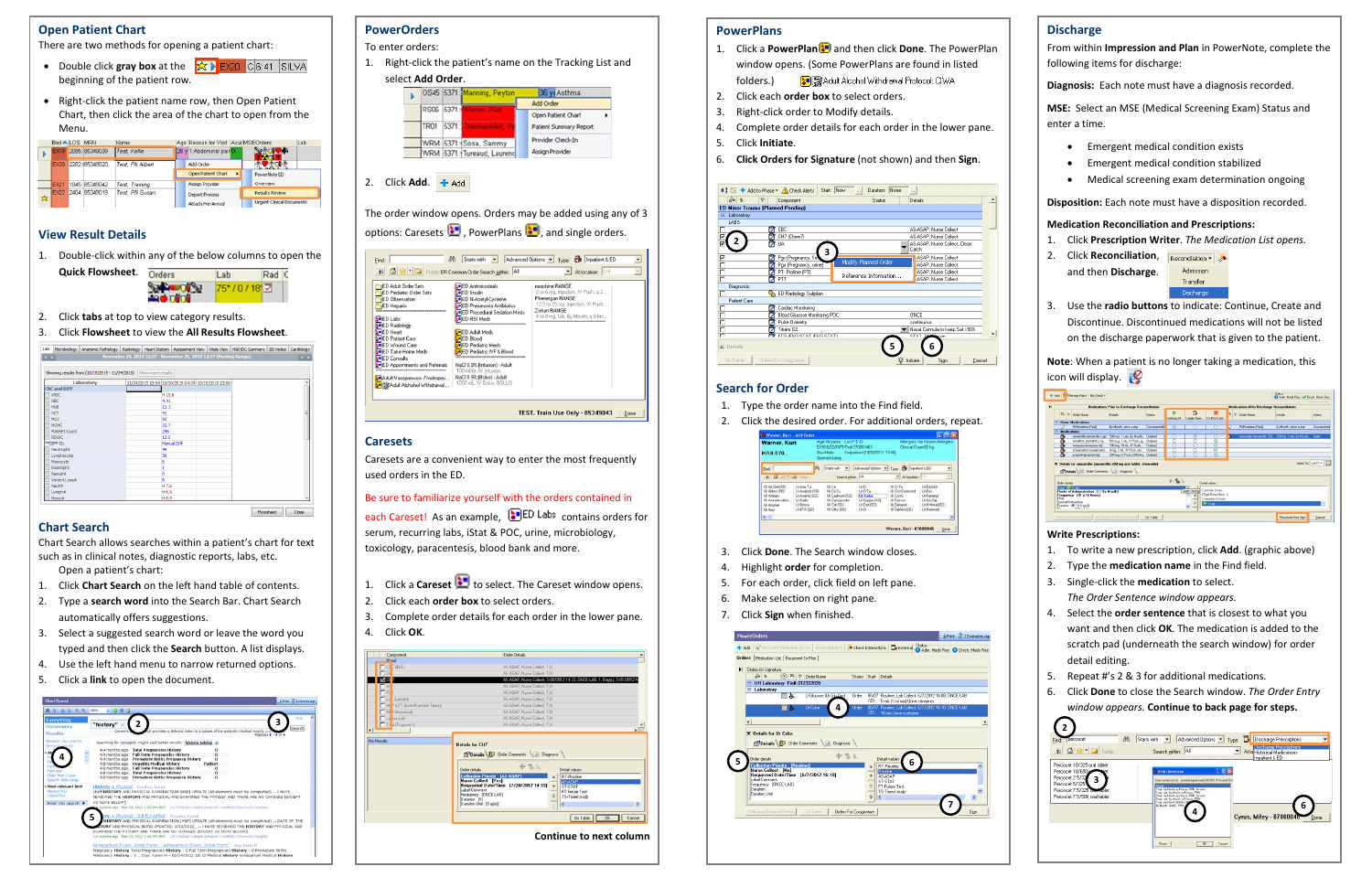## Open Patient Chart

There are two methods for opening a patient chart:

- Double click **gray box** at the beginning of the patient row.
- Right-click the patient name row, then Open Patient Chart, then click the area of the chart to open from the Menu.

## View Result Details

1. Double-click within any of the below columns to open the **Quick Flowsheet**.
2. Click **tabs** at top to view category results.
3. Click **Flowsheet** to view the All Results Flowsheet.

## Chart Search

Chart Search allows searches within a patient's chart for text such as in clinical notes, diagnostic reports, labs, etc.

Open a patient's chart:

1. Click **Chart Search** on the left hand table of contents.
2. Type a **search word** into the Search Bar. Chart Search automatically offers suggestions.
3. Select a suggested search word or leave the word you typed and then click the **Search** button. A list displays.
4. Use the left hand menu to narrow returned options.
5. Click a **link** to open the document.

## PowerOrders

To enter orders:

1. Right-click the patient's name on the Tracking List and select **Add Order**.
2. Click **Add**.

The order window opens. Orders may be added using any of 3 options: Caresets, PowerPlans, and single orders.

## Caresets

Caresets are a convenient way to enter the most frequently used orders in the ED.

Be sure to familiarize yourself with the orders contained in each Careset! As an example, ED Labs contains orders for serum, recurring labs, iStat & POC, urine, microbiology, toxicology, paracentesis, blood bank and more.

1. Click a **Careset** to select. The Careset window opens.
2. Click each **order box** to select orders.
3. Complete order details for each order in the lower pane.
4. Click **OK**.

Continue to next column

## PowerPlans

1. Click a **PowerPlan** and then click **Done**. The PowerPlan window opens. (Some PowerPlans are found in listed folders.)
2. Click each **order box** to select orders.
3. Right-click order to Modify details.
4. Complete order details for each order in the lower pane.
5. Click **Initiate**.
6. **Click Orders for Signature** (not shown) and then **Sign**.

## Search for Order

1. Type the order name into the Find field.
2. Click the desired order. For additional orders, repeat.
3. Click **Done**. The Search window closes.
4. Highlight **order** for completion.
5. For each order, click field on left pane.
6. Make selection on right pane.
7. Click **Sign** when finished.

## Discharge

From within **Impression and Plan** in PowerNote, complete the following items for discharge:

**Diagnosis:** Each note must have a diagnosis recorded.

**MSE:** Select an MSE (Medical Screening Exam) Status and enter a time.

- Emergent medical condition exists
- Emergent medical condition stabilized
- Medical screening exam determination ongoing

**Disposition:** Each note must have a disposition recorded.

**Medication Reconciliation and Prescriptions:**

1. Click **Prescription Writer**. *The Medication List opens.*
2. Click **Reconciliation**, and then **Discharge**.
3. Use the **radio buttons** to indicate: Continue, Create and Discontinue. Discontinued medications will not be listed on the discharge paperwork that is given to the patient.

**Note**: When a patient is no longer taking a medication, this icon will display.

**Write Prescriptions:**

1. To write a new prescription, click **Add**. (graphic above)
2. Type the **medication name** in the Find field.
3. Single-click the **medication** to select. *The Order Sentence window appears.*
4. Select the **order sentence** that is closest to what you want and then click **OK**. The medication is added to the scratch pad (underneath the search window) for order detail editing.
5. Repeat #'s 2 & 3 for additional medications.
6. Click **Done** to close the Search window. *The Order Entry window appears.* **Continue to back page for steps.**